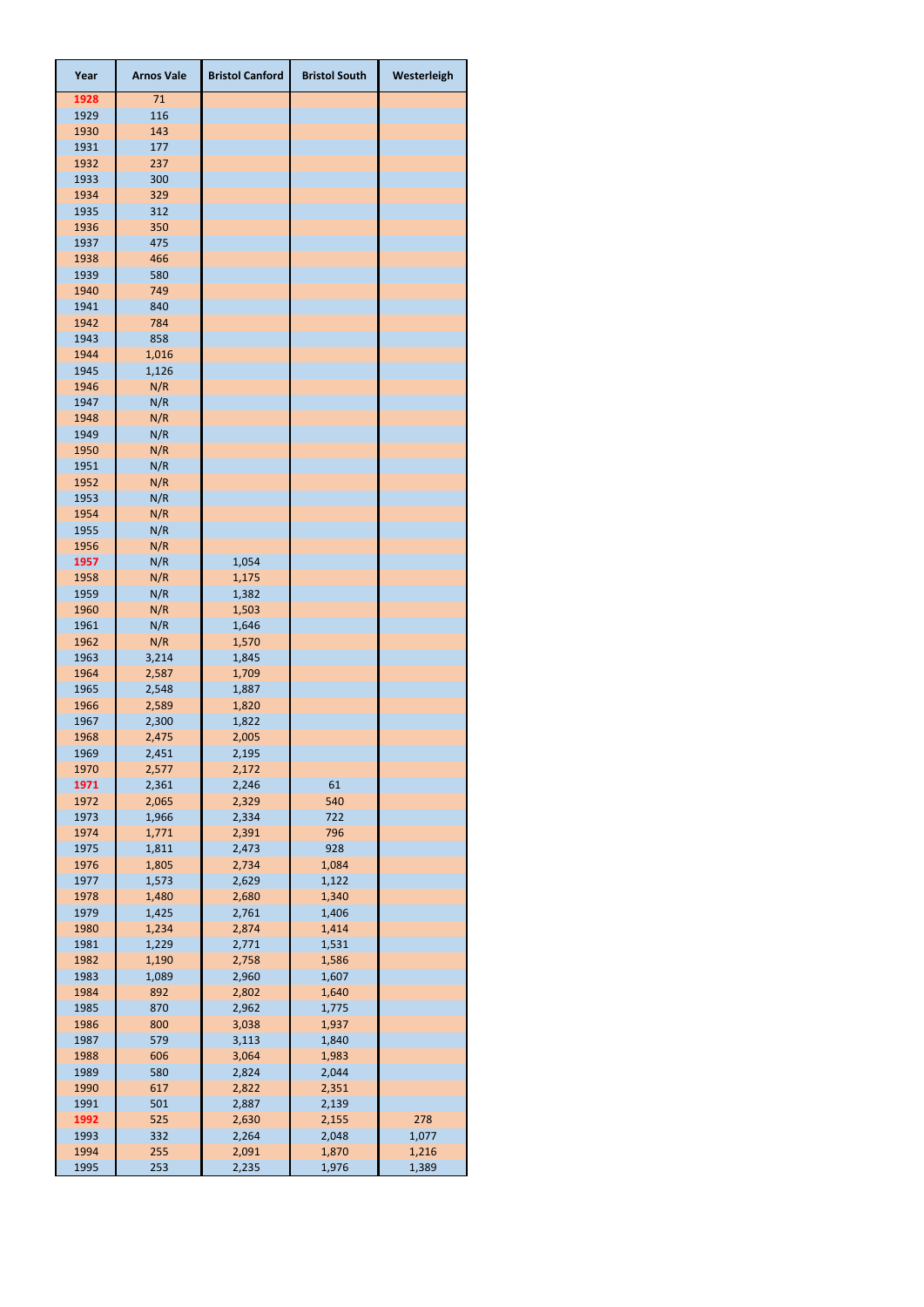| Year | Arnos Vale | Bristol Canford | Bristol South | Westerleigh |
|---|---|---|---|---|
| 1928 | 71 | | | |
| 1929 | 116 | | | |
| 1930 | 143 | | | |
| 1931 | 177 | | | |
| 1932 | 237 | | | |
| 1933 | 300 | | | |
| 1934 | 329 | | | |
| 1935 | 312 | | | |
| 1936 | 350 | | | |
| 1937 | 475 | | | |
| 1938 | 466 | | | |
| 1939 | 580 | | | |
| 1940 | 749 | | | |
| 1941 | 840 | | | |
| 1942 | 784 | | | |
| 1943 | 858 | | | |
| 1944 | 1,016 | | | |
| 1945 | 1,126 | | | |
| 1946 | N/R | | | |
| 1947 | N/R | | | |
| 1948 | N/R | | | |
| 1949 | N/R | | | |
| 1950 | N/R | | | |
| 1951 | N/R | | | |
| 1952 | N/R | | | |
| 1953 | N/R | | | |
| 1954 | N/R | | | |
| 1955 | N/R | | | |
| 1956 | N/R | | | |
| 1957 | N/R | 1,054 | | |
| 1958 | N/R | 1,175 | | |
| 1959 | N/R | 1,382 | | |
| 1960 | N/R | 1,503 | | |
| 1961 | N/R | 1,646 | | |
| 1962 | N/R | 1,570 | | |
| 1963 | 3,214 | 1,845 | | |
| 1964 | 2,587 | 1,709 | | |
| 1965 | 2,548 | 1,887 | | |
| 1966 | 2,589 | 1,820 | | |
| 1967 | 2,300 | 1,822 | | |
| 1968 | 2,475 | 2,005 | | |
| 1969 | 2,451 | 2,195 | | |
| 1970 | 2,577 | 2,172 | | |
| 1971 | 2,361 | 2,246 | 61 | |
| 1972 | 2,065 | 2,329 | 540 | |
| 1973 | 1,966 | 2,334 | 722 | |
| 1974 | 1,771 | 2,391 | 796 | |
| 1975 | 1,811 | 2,473 | 928 | |
| 1976 | 1,805 | 2,734 | 1,084 | |
| 1977 | 1,573 | 2,629 | 1,122 | |
| 1978 | 1,480 | 2,680 | 1,340 | |
| 1979 | 1,425 | 2,761 | 1,406 | |
| 1980 | 1,234 | 2,874 | 1,414 | |
| 1981 | 1,229 | 2,771 | 1,531 | |
| 1982 | 1,190 | 2,758 | 1,586 | |
| 1983 | 1,089 | 2,960 | 1,607 | |
| 1984 | 892 | 2,802 | 1,640 | |
| 1985 | 870 | 2,962 | 1,775 | |
| 1986 | 800 | 3,038 | 1,937 | |
| 1987 | 579 | 3,113 | 1,840 | |
| 1988 | 606 | 3,064 | 1,983 | |
| 1989 | 580 | 2,824 | 2,044 | |
| 1990 | 617 | 2,822 | 2,351 | |
| 1991 | 501 | 2,887 | 2,139 | |
| 1992 | 525 | 2,630 | 2,155 | 278 |
| 1993 | 332 | 2,264 | 2,048 | 1,077 |
| 1994 | 255 | 2,091 | 1,870 | 1,216 |
| 1995 | 253 | 2,235 | 1,976 | 1,389 |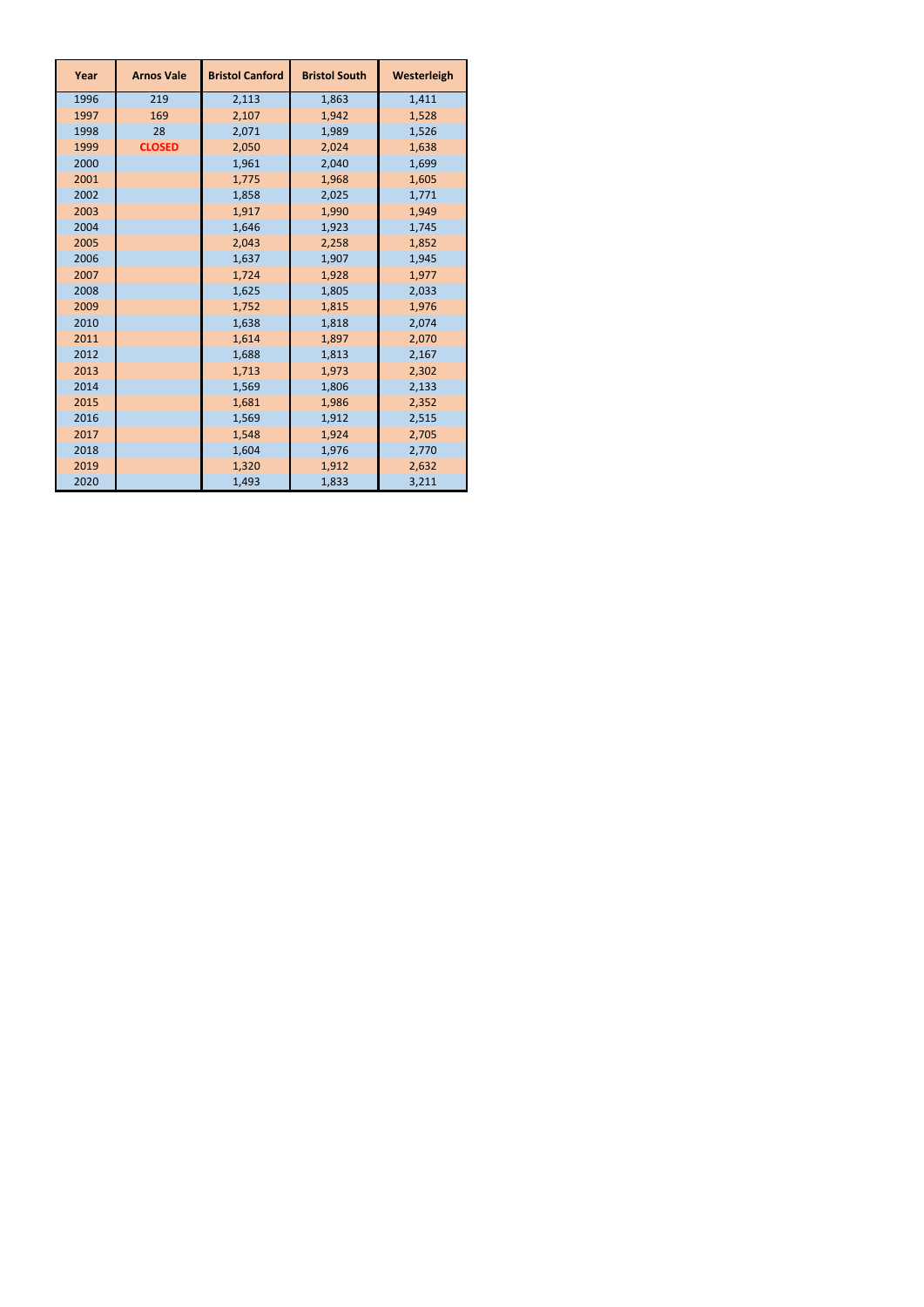| Year | Arnos Vale | Bristol Canford | Bristol South | Westerleigh |
|---|---|---|---|---|
| 1996 | 219 | 2,113 | 1,863 | 1,411 |
| 1997 | 169 | 2,107 | 1,942 | 1,528 |
| 1998 | 28 | 2,071 | 1,989 | 1,526 |
| 1999 | **CLOSED** | 2,050 | 2,024 | 1,638 |
| 2000 | | 1,961 | 2,040 | 1,699 |
| 2001 | | 1,775 | 1,968 | 1,605 |
| 2002 | | 1,858 | 2,025 | 1,771 |
| 2003 | | 1,917 | 1,990 | 1,949 |
| 2004 | | 1,646 | 1,923 | 1,745 |
| 2005 | | 2,043 | 2,258 | 1,852 |
| 2006 | | 1,637 | 1,907 | 1,945 |
| 2007 | | 1,724 | 1,928 | 1,977 |
| 2008 | | 1,625 | 1,805 | 2,033 |
| 2009 | | 1,752 | 1,815 | 1,976 |
| 2010 | | 1,638 | 1,818 | 2,074 |
| 2011 | | 1,614 | 1,897 | 2,070 |
| 2012 | | 1,688 | 1,813 | 2,167 |
| 2013 | | 1,713 | 1,973 | 2,302 |
| 2014 | | 1,569 | 1,806 | 2,133 |
| 2015 | | 1,681 | 1,986 | 2,352 |
| 2016 | | 1,569 | 1,912 | 2,515 |
| 2017 | | 1,548 | 1,924 | 2,705 |
| 2018 | | 1,604 | 1,976 | 2,770 |
| 2019 | | 1,320 | 1,912 | 2,632 |
| 2020 | | 1,493 | 1,833 | 3,211 |